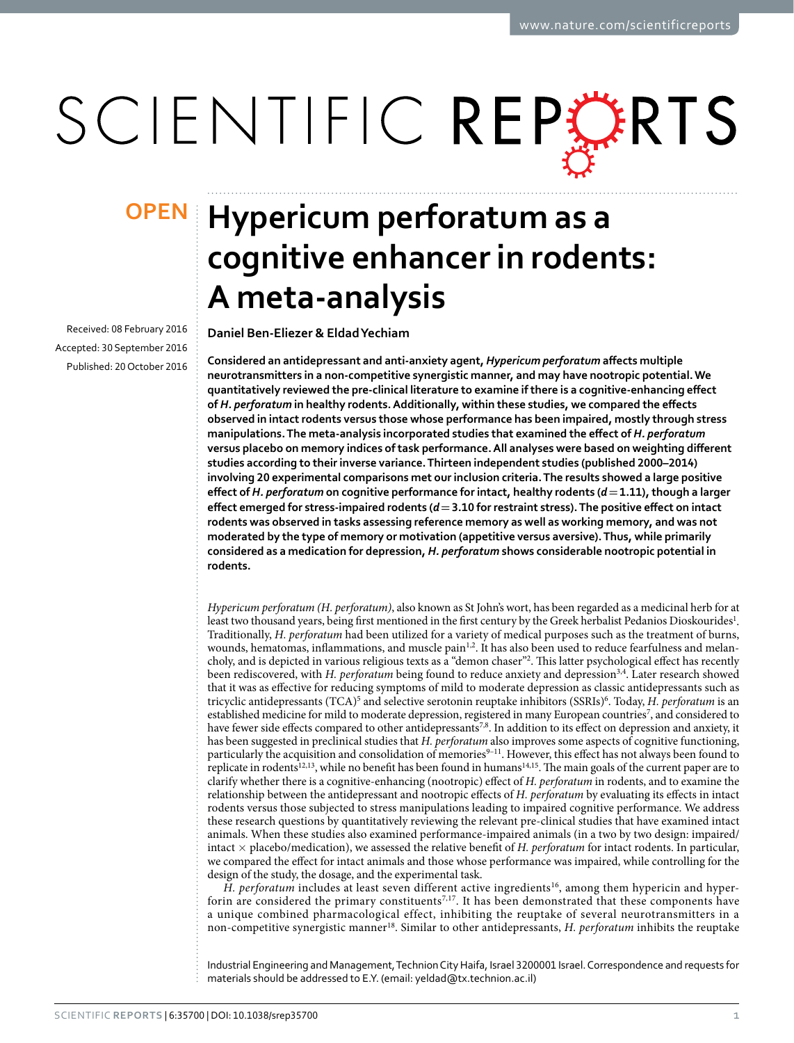OPEN

# Hypericum perforatum as a cognitive enhancer in rodents: A meta-analysis

Received: 08 February 2016

Accepted: 30 September 2016

Published: 20 October 2016

Daniel Ben-Eliezer & Eldad Yechiam

**Considered an antidepressant and anti-anxiety agent, *Hypericum perforatum* affects multiple neurotransmitters in a non-competitive synergistic manner, and may have nootropic potential. We quantitatively reviewed the pre-clinical literature to examine if there is a cognitive-enhancing effect of *H. perforatum* in healthy rodents. Additionally, within these studies, we compared the effects observed in intact rodents versus those whose performance has been impaired, mostly through stress manipulations. The meta-analysis incorporated studies that examined the effect of *H. perforatum* versus placebo on memory indices of task performance. All analyses were based on weighting different studies according to their inverse variance. Thirteen independent studies (published 2000–2014) involving 20 experimental comparisons met our inclusion criteria. The results showed a large positive effect of *H. perforatum* on cognitive performance for intact, healthy rodents ($d = 1.11$), though a larger effect emerged for stress-impaired rodents ($d = 3.10$ for restraint stress). The positive effect on intact rodents was observed in tasks assessing reference memory as well as working memory, and was not moderated by the type of memory or motivation (appetitive versus aversive). Thus, while primarily considered as a medication for depression, *H. perforatum* shows considerable nootropic potential in rodents.**

*Hypericum perforatum (H. perforatum)*, also known as St John's wort, has been regarded as a medicinal herb for at least two thousand years, being first mentioned in the first century by the Greek herbalist Pedanios Dioskourides[1]. Traditionally, *H. perforatum* had been utilized for a variety of medical purposes such as the treatment of burns, wounds, hematomas, inflammations, and muscle pain[1,2]. It has also been used to reduce fearfulness and melancholy, and is depicted in various religious texts as a "demon chaser"[2]. This latter psychological effect has recently been rediscovered, with *H. perforatum* being found to reduce anxiety and depression[3,4]. Later research showed that it was as effective for reducing symptoms of mild to moderate depression as classic antidepressants such as tricyclic antidepressants (TCA)[5] and selective serotonin reuptake inhibitors (SSRIs)[6]. Today, *H. perforatum* is an established medicine for mild to moderate depression, registered in many European countries[7], and considered to have fewer side effects compared to other antidepressants[7,8]. In addition to its effect on depression and anxiety, it has been suggested in preclinical studies that *H. perforatum* also improves some aspects of cognitive functioning, particularly the acquisition and consolidation of memories[9–11]. However, this effect has not always been found to replicate in rodents[12,13], while no benefit has been found in humans[14,15]. The main goals of the current paper are to clarify whether there is a cognitive-enhancing (nootropic) effect of *H. perforatum* in rodents, and to examine the relationship between the antidepressant and nootropic effects of *H. perforatum* by evaluating its effects in intact rodents versus those subjected to stress manipulations leading to impaired cognitive performance. We address these research questions by quantitatively reviewing the relevant pre-clinical studies that have examined intact animals. When these studies also examined performance-impaired animals (in a two by two design: impaired/intact × placebo/medication), we assessed the relative benefit of *H. perforatum* for intact rodents. In particular, we compared the effect for intact animals and those whose performance was impaired, while controlling for the design of the study, the dosage, and the experimental task.

*H. perforatum* includes at least seven different active ingredients[16], among them hypericin and hyperforin are considered the primary constituents[7,17]. It has been demonstrated that these components have a unique combined pharmacological effect, inhibiting the reuptake of several neurotransmitters in a non-competitive synergistic manner[18]. Similar to other antidepressants, *H. perforatum* inhibits the reuptake

Industrial Engineering and Management, Technion City Haifa, Israel 3200001 Israel. Correspondence and requests for materials should be addressed to E.Y. (email: yeldad@tx.technion.ac.il)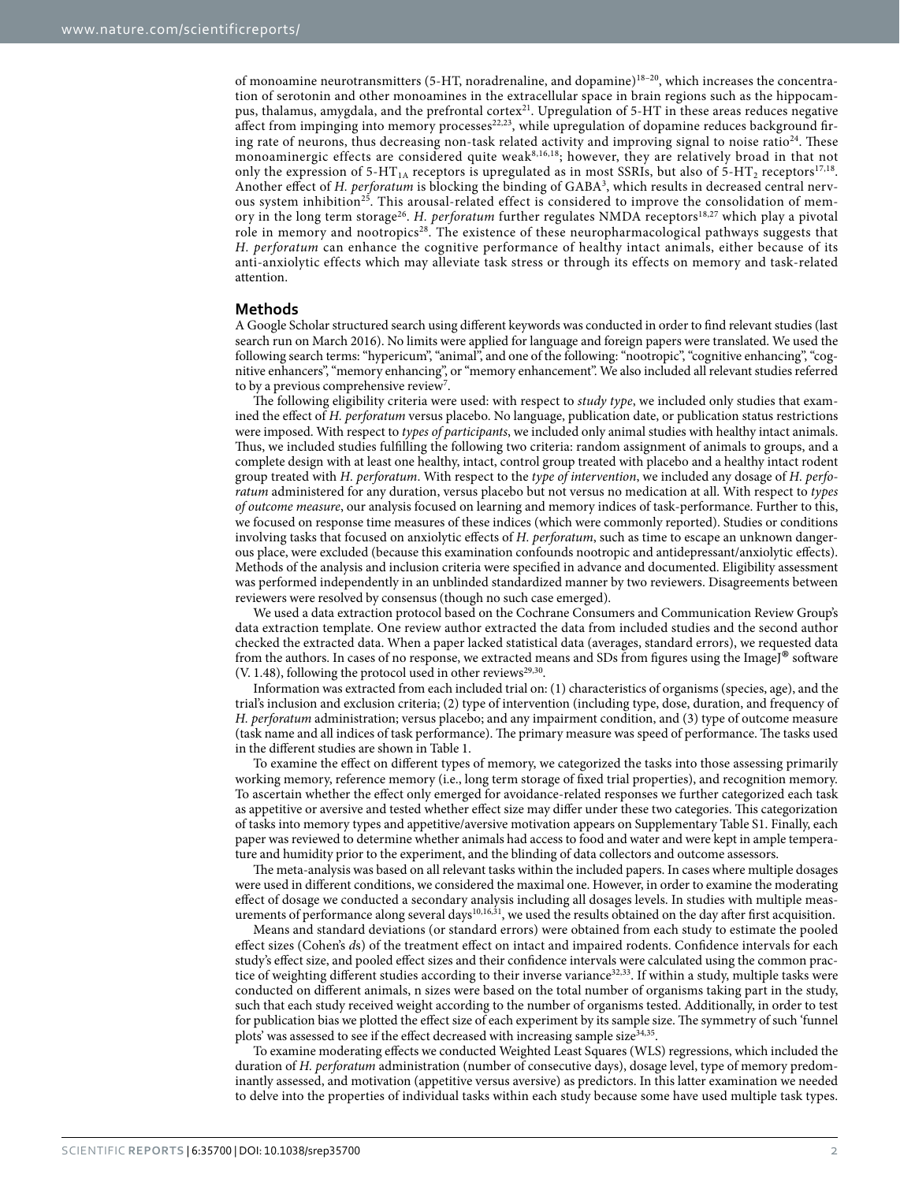of monoamine neurotransmitters (5-HT, noradrenaline, and dopamine)[18–20], which increases the concentration of serotonin and other monoamines in the extracellular space in brain regions such as the hippocampus, thalamus, amygdala, and the prefrontal cortex[21]. Upregulation of 5-HT in these areas reduces negative affect from impinging into memory processes[22,23], while upregulation of dopamine reduces background firing rate of neurons, thus decreasing non-task related activity and improving signal to noise ratio[24]. These monoaminergic effects are considered quite weak[8,16,18]; however, they are relatively broad in that not only the expression of $5\text{-HT}_{1A}$ receptors is upregulated as in most SSRIs, but also of $5\text{-HT}_2$ receptors[17,18]. Another effect of *H. perforatum* is blocking the binding of GABA[3], which results in decreased central nervous system inhibition[25]. This arousal-related effect is considered to improve the consolidation of memory in the long term storage[26]. *H. perforatum* further regulates NMDA receptors[18,27] which play a pivotal role in memory and nootropics[28]. The existence of these neuropharmacological pathways suggests that *H. perforatum* can enhance the cognitive performance of healthy intact animals, either because of its anti-anxiolytic effects which may alleviate task stress or through its effects on memory and task-related attention.

## Methods

A Google Scholar structured search using different keywords was conducted in order to find relevant studies (last search run on March 2016). No limits were applied for language and foreign papers were translated. We used the following search terms: "hypericum", "animal", and one of the following: "nootropic", "cognitive enhancing", "cognitive enhancers", "memory enhancing", or "memory enhancement". We also included all relevant studies referred to by a previous comprehensive review[7].

The following eligibility criteria were used: with respect to *study type*, we included only studies that examined the effect of *H. perforatum* versus placebo. No language, publication date, or publication status restrictions were imposed. With respect to *types of participants*, we included only animal studies with healthy intact animals. Thus, we included studies fulfilling the following two criteria: random assignment of animals to groups, and a complete design with at least one healthy, intact, control group treated with placebo and a healthy intact rodent group treated with *H. perforatum*. With respect to the *type of intervention*, we included any dosage of *H. perforatum* administered for any duration, versus placebo but not versus no medication at all. With respect to *types of outcome measure*, our analysis focused on learning and memory indices of task-performance. Further to this, we focused on response time measures of these indices (which were commonly reported). Studies or conditions involving tasks that focused on anxiolytic effects of *H. perforatum*, such as time to escape an unknown dangerous place, were excluded (because this examination confounds nootropic and antidepressant/anxiolytic effects). Methods of the analysis and inclusion criteria were specified in advance and documented. Eligibility assessment was performed independently in an unblinded standardized manner by two reviewers. Disagreements between reviewers were resolved by consensus (though no such case emerged).

We used a data extraction protocol based on the Cochrane Consumers and Communication Review Group's data extraction template. One review author extracted the data from included studies and the second author checked the extracted data. When a paper lacked statistical data (averages, standard errors), we requested data from the authors. In cases of no response, we extracted means and SDs from figures using the ImageJ® software (V. 1.48), following the protocol used in other reviews[29,30].

Information was extracted from each included trial on: (1) characteristics of organisms (species, age), and the trial's inclusion and exclusion criteria; (2) type of intervention (including type, dose, duration, and frequency of *H. perforatum* administration; versus placebo; and any impairment condition, and (3) type of outcome measure (task name and all indices of task performance). The primary measure was speed of performance. The tasks used in the different studies are shown in Table 1.

To examine the effect on different types of memory, we categorized the tasks into those assessing primarily working memory, reference memory (i.e., long term storage of fixed trial properties), and recognition memory. To ascertain whether the effect only emerged for avoidance-related responses we further categorized each task as appetitive or aversive and tested whether effect size may differ under these two categories. This categorization of tasks into memory types and appetitive/aversive motivation appears on Supplementary Table S1. Finally, each paper was reviewed to determine whether animals had access to food and water and were kept in ample temperature and humidity prior to the experiment, and the blinding of data collectors and outcome assessors.

The meta-analysis was based on all relevant tasks within the included papers. In cases where multiple dosages were used in different conditions, we considered the maximal one. However, in order to examine the moderating effect of dosage we conducted a secondary analysis including all dosages levels. In studies with multiple measurements of performance along several days[10,16,31], we used the results obtained on the day after first acquisition.

Means and standard deviations (or standard errors) were obtained from each study to estimate the pooled effect sizes (Cohen's *d*s) of the treatment effect on intact and impaired rodents. Confidence intervals for each study's effect size, and pooled effect sizes and their confidence intervals were calculated using the common practice of weighting different studies according to their inverse variance[32,33]. If within a study, multiple tasks were conducted on different animals, n sizes were based on the total number of organisms taking part in the study, such that each study received weight according to the number of organisms tested. Additionally, in order to test for publication bias we plotted the effect size of each experiment by its sample size. The symmetry of such 'funnel plots' was assessed to see if the effect decreased with increasing sample size[34,35].

To examine moderating effects we conducted Weighted Least Squares (WLS) regressions, which included the duration of *H. perforatum* administration (number of consecutive days), dosage level, type of memory predominantly assessed, and motivation (appetitive versus aversive) as predictors. In this latter examination we needed to delve into the properties of individual tasks within each study because some have used multiple task types.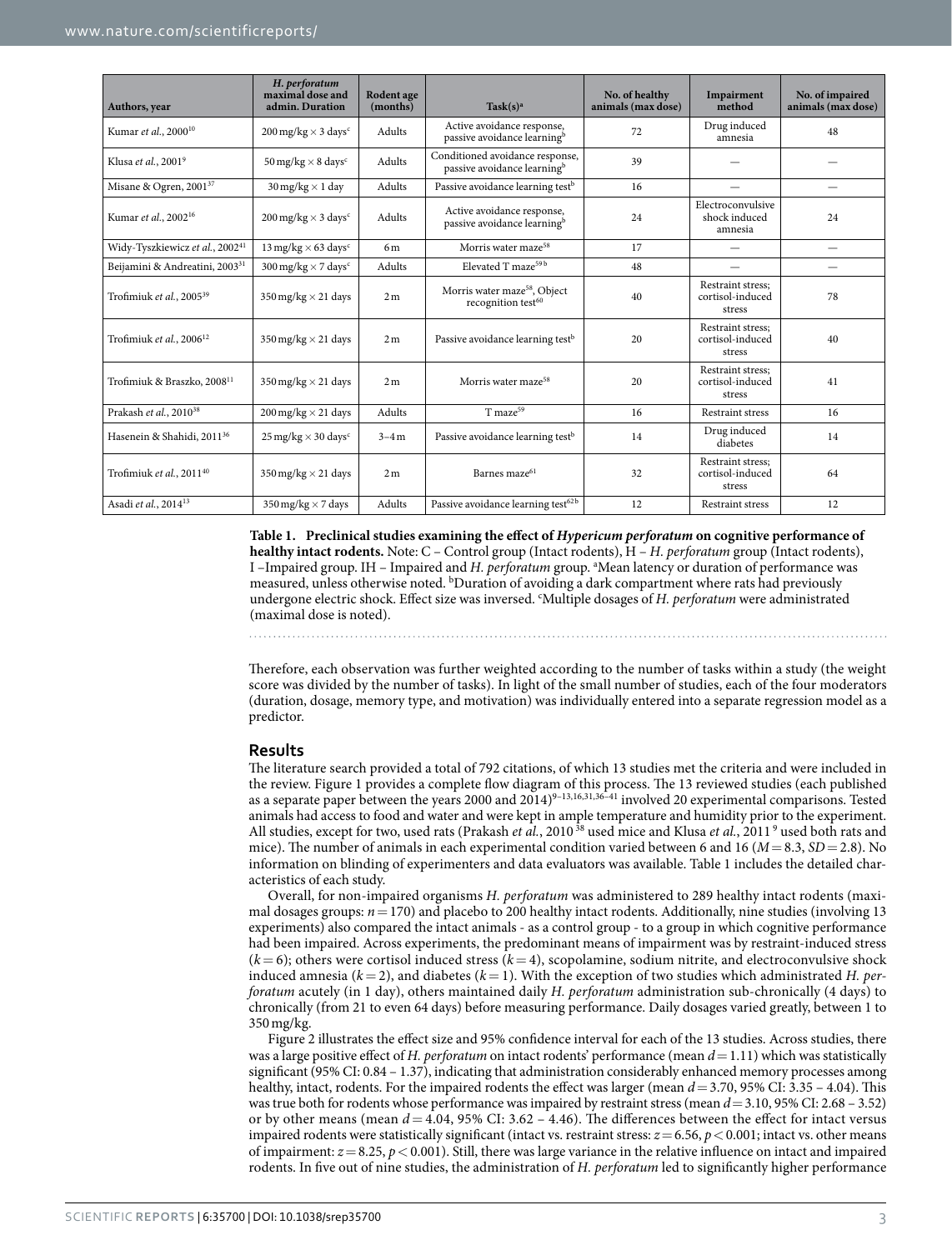| Authors, year | *H. perforatum* maximal dose and admin. Duration | Rodent age (months) | Task(s)[a] | No. of healthy animals (max dose) | Impairment method | No. of impaired animals (max dose) |
|---|---|---|---|---|---|---|
| Kumar *et al.*, 2000[10] | 200 mg/kg × 3 days[c] | Adults | Active avoidance response, passive avoidance learning[b] | 72 | Drug induced amnesia | 48 |
| Klusa *et al.*, 2001[9] | 50 mg/kg × 8 days[c] | Adults | Conditioned avoidance response, passive avoidance learning[b] | 39 | — | — |
| Misane & Ogren, 2001[37] | 30 mg/kg × 1 day | Adults | Passive avoidance learning test[b] | 16 | — | — |
| Kumar *et al.*, 2002[16] | 200 mg/kg × 3 days[c] | Adults | Active avoidance response, passive avoidance learning[b] | 24 | Electroconvulsive shock induced amnesia | 24 |
| Widy-Tyszkiewicz *et al.*, 2002[41] | 13 mg/kg × 63 days[c] | 6 m | Morris water maze[58] | 17 | — | — |
| Beijamini & Andreatini, 2003[31] | 300 mg/kg × 7 days[c] | Adults | Elevated T maze[59 b] | 48 | — | — |
| Trofimiuk *et al.*, 2005[39] | 350 mg/kg × 21 days | 2 m | Morris water maze[58], Object recognition test[60] | 40 | Restraint stress; cortisol-induced stress | 78 |
| Trofimiuk *et al.*, 2006[12] | 350 mg/kg × 21 days | 2 m | Passive avoidance learning test[b] | 20 | Restraint stress; cortisol-induced stress | 40 |
| Trofimiuk & Braszko, 2008[11] | 350 mg/kg × 21 days | 2 m | Morris water maze[58] | 20 | Restraint stress; cortisol-induced stress | 41 |
| Prakash *et al.*, 2010[38] | 200 mg/kg × 21 days | Adults | T maze[59] | 16 | Restraint stress | 16 |
| Hasenein & Shahidi, 2011[36] | 25 mg/kg × 30 days[c] | 3–4 m | Passive avoidance learning test[b] | 14 | Drug induced diabetes | 14 |
| Trofimiuk *et al.*, 2011[40] | 350 mg/kg × 21 days | 2 m | Barnes maze[61] | 32 | Restraint stress; cortisol-induced stress | 64 |
| Asadi *et al.*, 2014[13] | 350 mg/kg × 7 days | Adults | Passive avoidance learning test[62b] | 12 | Restraint stress | 12 |

**Table 1. Preclinical studies examining the effect of *Hypericum perforatum* on cognitive performance of healthy intact rodents.** Note: C – Control group (Intact rodents), H – *H. perforatum* group (Intact rodents), I –Impaired group. IH – Impaired and *H. perforatum* group. [a]Mean latency or duration of performance was measured, unless otherwise noted. [b]Duration of avoiding a dark compartment where rats had previously undergone electric shock. Effect size was inversed. [c]Multiple dosages of *H. perforatum* were administrated (maximal dose is noted).

Therefore, each observation was further weighted according to the number of tasks within a study (the weight score was divided by the number of tasks). In light of the small number of studies, each of the four moderators (duration, dosage, memory type, and motivation) was individually entered into a separate regression model as a predictor.

## Results

The literature search provided a total of 792 citations, of which 13 studies met the criteria and were included in the review. Figure 1 provides a complete flow diagram of this process. The 13 reviewed studies (each published as a separate paper between the years 2000 and 2014)[9–13,16,31,36–41] involved 20 experimental comparisons. Tested animals had access to food and water and were kept in ample temperature and humidity prior to the experiment. All studies, except for two, used rats (Prakash *et al.*, 2010[38] used mice and Klusa *et al.*, 2011[9] used both rats and mice). The number of animals in each experimental condition varied between 6 and 16 ($M = 8.3$, $SD = 2.8$). No information on blinding of experimenters and data evaluators was available. Table 1 includes the detailed characteristics of each study.

Overall, for non-impaired organisms *H. perforatum* was administered to 289 healthy intact rodents (maximal dosages groups: $n = 170$) and placebo to 200 healthy intact rodents. Additionally, nine studies (involving 13 experiments) also compared the intact animals - as a control group - to a group in which cognitive performance had been impaired. Across experiments, the predominant means of impairment was by restraint-induced stress ($k = 6$); others were cortisol induced stress ($k = 4$), scopolamine, sodium nitrite, and electroconvulsive shock induced amnesia ($k = 2$), and diabetes ($k = 1$). With the exception of two studies which administrated *H. perforatum* acutely (in 1 day), others maintained daily *H. perforatum* administration sub-chronically (4 days) to chronically (from 21 to even 64 days) before measuring performance. Daily dosages varied greatly, between 1 to 350 mg/kg.

Figure 2 illustrates the effect size and 95% confidence interval for each of the 13 studies. Across studies, there was a large positive effect of *H. perforatum* on intact rodents' performance (mean $d = 1.11$) which was statistically significant (95% CI: 0.84 – 1.37), indicating that administration considerably enhanced memory processes among healthy, intact, rodents. For the impaired rodents the effect was larger (mean $d = 3.70$, 95% CI: 3.35 – 4.04). This was true both for rodents whose performance was impaired by restraint stress (mean $d = 3.10$, 95% CI: 2.68 – 3.52) or by other means (mean $d = 4.04$, 95% CI: 3.62 – 4.46). The differences between the effect for intact versus impaired rodents were statistically significant (intact vs. restraint stress: $z = 6.56$, $p < 0.001$; intact vs. other means of impairment: $z = 8.25$, $p < 0.001$). Still, there was large variance in the relative influence on intact and impaired rodents. In five out of nine studies, the administration of *H. perforatum* led to significantly higher performance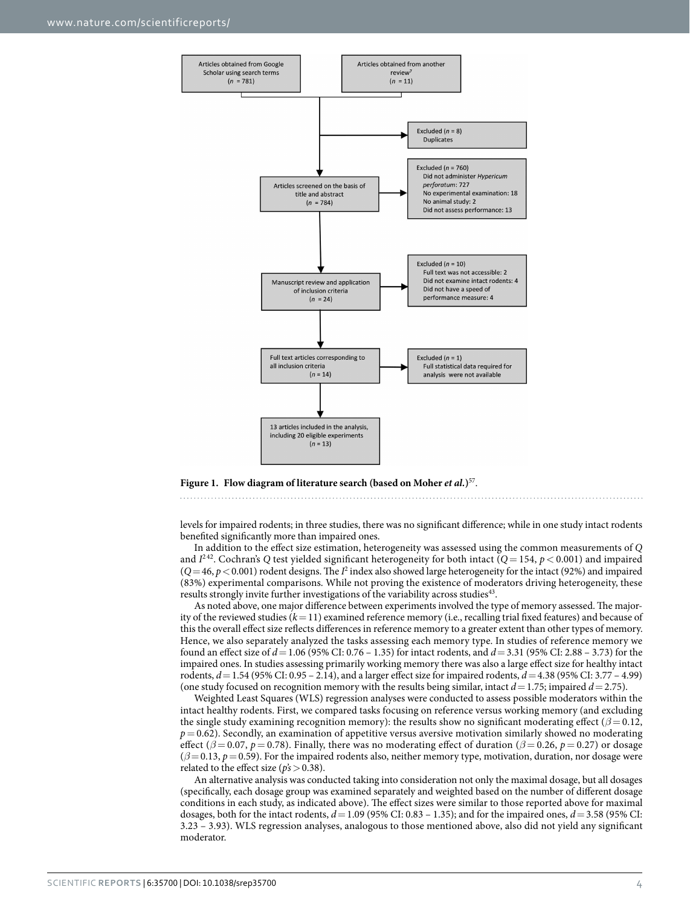Articles obtained from Google Scholar using search terms ($n$ = 781)

Articles obtained from another review[7] ($n$ = 11)

Excluded ($n$ = 8)
Duplicates

Excluded ($n$ = 760)
Did not administer *Hypericum perforatum*: 727
No experimental examination: 18
No animal study: 2
Did not assess performance: 13

Articles screened on the basis of title and abstract ($n$ = 784)

Excluded ($n$ = 10)
Full text was not accessible: 2
Did not examine intact rodents: 4
Did not have a speed of performance measure: 4

Manuscript review and application of inclusion criteria ($n$ = 24)

Full text articles corresponding to all inclusion criteria ($n$ = 14)

Excluded ($n$ = 1)
Full statistical data required for analysis were not available

13 articles included in the analysis, including 20 eligible experiments ($n$ = 13)

**Figure 1. Flow diagram of literature search (based on Moher *et al.*)**[57].

levels for impaired rodents; in three studies, there was no significant difference; while in one study intact rodents benefited significantly more than impaired ones.

In addition to the effect size estimation, heterogeneity was assessed using the common measurements of $Q$ and $I^2$[42]. Cochran's $Q$ test yielded significant heterogeneity for both intact ($Q = 154$, $p < 0.001$) and impaired ($Q = 46$, $p < 0.001$) rodent designs. The $I^2$ index also showed large heterogeneity for the intact (92%) and impaired (83%) experimental comparisons. While not proving the existence of moderators driving heterogeneity, these results strongly invite further investigations of the variability across studies[43].

As noted above, one major difference between experiments involved the type of memory assessed. The majority of the reviewed studies ($k = 11$) examined reference memory (i.e., recalling trial fixed features) and because of this the overall effect size reflects differences in reference memory to a greater extent than other types of memory. Hence, we also separately analyzed the tasks assessing each memory type. In studies of reference memory we found an effect size of $d = 1.06$ (95% CI: 0.76 – 1.35) for intact rodents, and $d = 3.31$ (95% CI: 2.88 – 3.73) for the impaired ones. In studies assessing primarily working memory there was also a large effect size for healthy intact rodents, $d = 1.54$ (95% CI: 0.95 – 2.14), and a larger effect size for impaired rodents, $d = 4.38$ (95% CI: 3.77 – 4.99) (one study focused on recognition memory with the results being similar, intact $d = 1.75$; impaired $d = 2.75$).

Weighted Least Squares (WLS) regression analyses were conducted to assess possible moderators within the intact healthy rodents. First, we compared tasks focusing on reference versus working memory (and excluding the single study examining recognition memory): the results show no significant moderating effect ($\beta = 0.12$, $p = 0.62$). Secondly, an examination of appetitive versus aversive motivation similarly showed no moderating effect ($\beta = 0.07$, $p = 0.78$). Finally, there was no moderating effect of duration ($\beta = 0.26$, $p = 0.27$) or dosage ($\beta = 0.13$, $p = 0.59$). For the impaired rodents also, neither memory type, motivation, duration, nor dosage were related to the effect size ($p$'s $> 0.38$).

An alternative analysis was conducted taking into consideration not only the maximal dosage, but all dosages (specifically, each dosage group was examined separately and weighted based on the number of different dosage conditions in each study, as indicated above). The effect sizes were similar to those reported above for maximal dosages, both for the intact rodents, $d = 1.09$ (95% CI: 0.83 – 1.35); and for the impaired ones, $d = 3.58$ (95% CI: 3.23 – 3.93). WLS regression analyses, analogous to those mentioned above, also did not yield any significant moderator.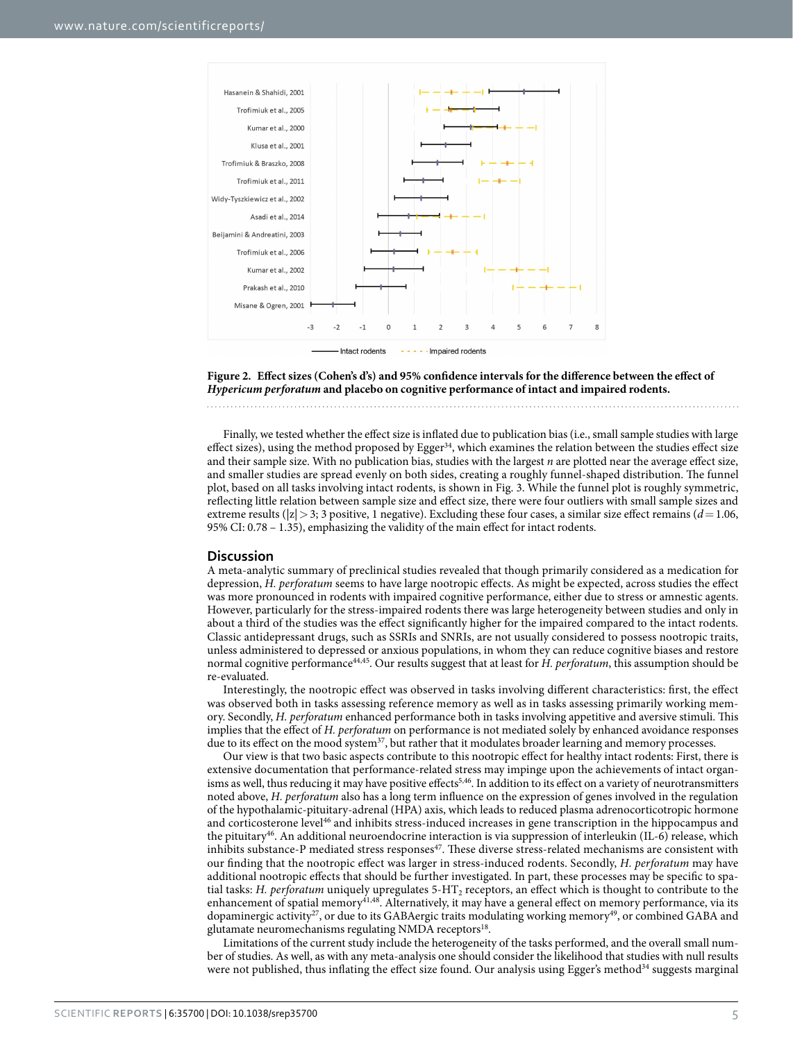**Figure 2. Effect sizes (Cohen's d's) and 95% confidence intervals for the difference between the effect of *Hypericum perforatum* and placebo on cognitive performance of intact and impaired rodents.**

Finally, we tested whether the effect size is inflated due to publication bias (i.e., small sample studies with large effect sizes), using the method proposed by Egger[34], which examines the relation between the studies effect size and their sample size. With no publication bias, studies with the largest *n* are plotted near the average effect size, and smaller studies are spread evenly on both sides, creating a roughly funnel-shaped distribution. The funnel plot, based on all tasks involving intact rodents, is shown in Fig. 3. While the funnel plot is roughly symmetric, reflecting little relation between sample size and effect size, there were four outliers with small sample sizes and extreme results ($|z| > 3$; 3 positive, 1 negative). Excluding these four cases, a similar size effect remains ($d = 1.06$, 95% CI: 0.78 – 1.35), emphasizing the validity of the main effect for intact rodents.

## Discussion

A meta-analytic summary of preclinical studies revealed that though primarily considered as a medication for depression, *H. perforatum* seems to have large nootropic effects. As might be expected, across studies the effect was more pronounced in rodents with impaired cognitive performance, either due to stress or amnestic agents. However, particularly for the stress-impaired rodents there was large heterogeneity between studies and only in about a third of the studies was the effect significantly higher for the impaired compared to the intact rodents. Classic antidepressant drugs, such as SSRIs and SNRIs, are not usually considered to possess nootropic traits, unless administered to depressed or anxious populations, in whom they can reduce cognitive biases and restore normal cognitive performance[44,45]. Our results suggest that at least for *H. perforatum*, this assumption should be re-evaluated.

Interestingly, the nootropic effect was observed in tasks involving different characteristics: first, the effect was observed both in tasks assessing reference memory as well as in tasks assessing primarily working memory. Secondly, *H. perforatum* enhanced performance both in tasks involving appetitive and aversive stimuli. This implies that the effect of *H. perforatum* on performance is not mediated solely by enhanced avoidance responses due to its effect on the mood system[37], but rather that it modulates broader learning and memory processes.

Our view is that two basic aspects contribute to this nootropic effect for healthy intact rodents: First, there is extensive documentation that performance-related stress may impinge upon the achievements of intact organisms as well, thus reducing it may have positive effects[5,46]. In addition to its effect on a variety of neurotransmitters noted above, *H. perforatum* also has a long term influence on the expression of genes involved in the regulation of the hypothalamic-pituitary-adrenal (HPA) axis, which leads to reduced plasma adrenocorticotropic hormone and corticosterone level[46] and inhibits stress-induced increases in gene transcription in the hippocampus and the pituitary[46]. An additional neuroendocrine interaction is via suppression of interleukin (IL-6) release, which inhibits substance-P mediated stress responses[47]. These diverse stress-related mechanisms are consistent with our finding that the nootropic effect was larger in stress-induced rodents. Secondly, *H. perforatum* may have additional nootropic effects that should be further investigated. In part, these processes may be specific to spatial tasks: *H. perforatum* uniquely upregulates 5-$HT_2$ receptors, an effect which is thought to contribute to the enhancement of spatial memory[41,48]. Alternatively, it may have a general effect on memory performance, via its dopaminergic activity[27], or due to its GABAergic traits modulating working memory[49], or combined GABA and glutamate neuromechanisms regulating NMDA receptors[18].

Limitations of the current study include the heterogeneity of the tasks performed, and the overall small number of studies. As well, as with any meta-analysis one should consider the likelihood that studies with null results were not published, thus inflating the effect size found. Our analysis using Egger's method[34] suggests marginal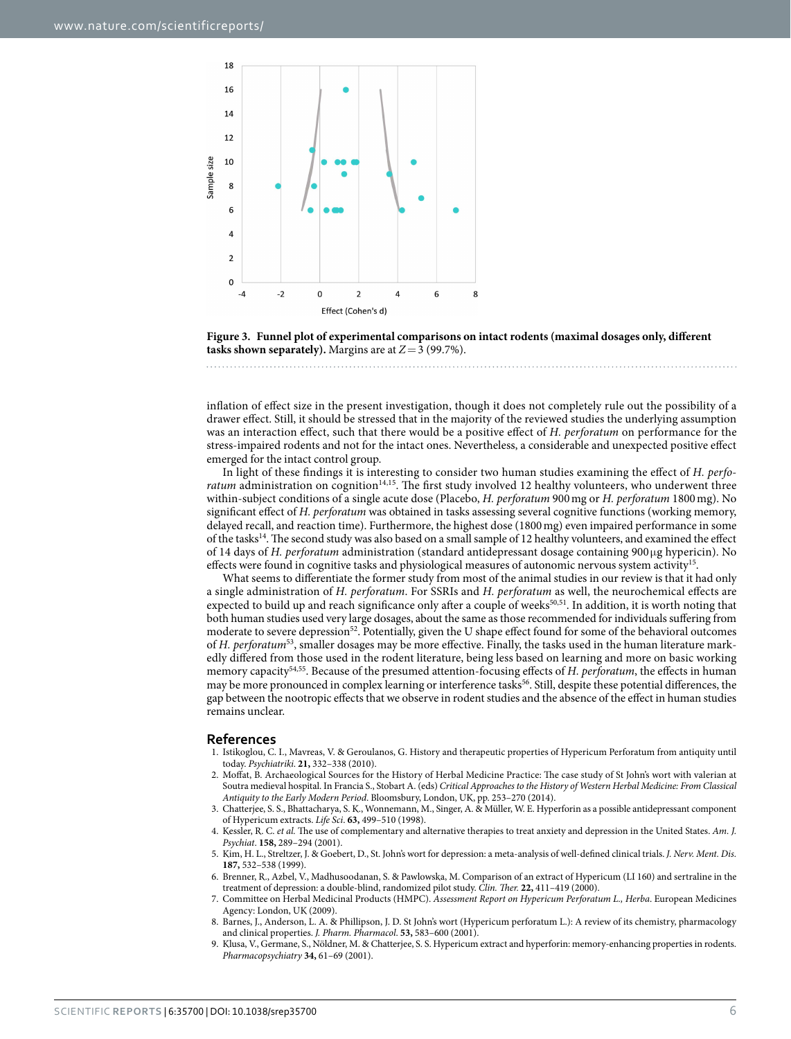**Figure 3. Funnel plot of experimental comparisons on intact rodents (maximal dosages only, different tasks shown separately).** Margins are at $Z = 3$ (99.7%).

inflation of effect size in the present investigation, though it does not completely rule out the possibility of a drawer effect. Still, it should be stressed that in the majority of the reviewed studies the underlying assumption was an interaction effect, such that there would be a positive effect of *H. perforatum* on performance for the stress-impaired rodents and not for the intact ones. Nevertheless, a considerable and unexpected positive effect emerged for the intact control group.

In light of these findings it is interesting to consider two human studies examining the effect of *H. perforatum* administration on cognition[14,15]. The first study involved 12 healthy volunteers, who underwent three within-subject conditions of a single acute dose (Placebo, *H. perforatum* 900 mg or *H. perforatum* 1800 mg). No significant effect of *H. perforatum* was obtained in tasks assessing several cognitive functions (working memory, delayed recall, and reaction time). Furthermore, the highest dose (1800 mg) even impaired performance in some of the tasks[14]. The second study was also based on a small sample of 12 healthy volunteers, and examined the effect of 14 days of *H. perforatum* administration (standard antidepressant dosage containing 900 μg hypericin). No effects were found in cognitive tasks and physiological measures of autonomic nervous system activity[15].

What seems to differentiate the former study from most of the animal studies in our review is that it had only a single administration of *H. perforatum*. For SSRIs and *H. perforatum* as well, the neurochemical effects are expected to build up and reach significance only after a couple of weeks[50,51]. In addition, it is worth noting that both human studies used very large dosages, about the same as those recommended for individuals suffering from moderate to severe depression[52]. Potentially, given the U shape effect found for some of the behavioral outcomes of *H. perforatum*[53], smaller dosages may be more effective. Finally, the tasks used in the human literature markedly differed from those used in the rodent literature, being less based on learning and more on basic working memory capacity[54,55]. Because of the presumed attention-focusing effects of *H. perforatum*, the effects in human may be more pronounced in complex learning or interference tasks[56]. Still, despite these potential differences, the gap between the nootropic effects that we observe in rodent studies and the absence of the effect in human studies remains unclear.

## References

1. Istikoglou, C. I., Mavreas, V. & Geroulanos, G. History and therapeutic properties of Hypericum Perforatum from antiquity until today. *Psychiatriki*. **21,** 332–338 (2010).
2. Moffat, B. Archaeological Sources for the History of Herbal Medicine Practice: The case study of St John's wort with valerian at Soutra medieval hospital. In Francia S., Stobart A. (eds) *Critical Approaches to the History of Western Herbal Medicine: From Classical Antiquity to the Early Modern Period*. Bloomsbury, London, UK, pp. 253–270 (2014).
3. Chatterjee, S. S., Bhattacharya, S. K., Wonnemann, M., Singer, A. & Müller, W. E. Hyperforin as a possible antidepressant component of Hypericum extracts. *Life Sci*. **63,** 499–510 (1998).
4. Kessler, R. C. *et al.* The use of complementary and alternative therapies to treat anxiety and depression in the United States. *Am. J. Psychiat*. **158,** 289–294 (2001).
5. Kim, H. L., Streltzer, J. & Goebert, D., St. John's wort for depression: a meta-analysis of well-defined clinical trials. *J. Nerv. Ment. Dis*. **187,** 532–538 (1999).
6. Brenner, R., Azbel, V., Madhusoodanan, S. & Pawlowska, M. Comparison of an extract of Hypericum (LI 160) and sertraline in the treatment of depression: a double-blind, randomized pilot study. *Clin. Ther.* **22,** 411–419 (2000).
7. Committee on Herbal Medicinal Products (HMPC). *Assessment Report on Hypericum Perforatum L., Herba*. European Medicines Agency: London, UK (2009).
8. Barnes, J., Anderson, L. A. & Phillipson, J. D. St John's wort (Hypericum perforatum L.): A review of its chemistry, pharmacology and clinical properties. *J. Pharm. Pharmacol*. **53,** 583–600 (2001).
9. Klusa, V., Germane, S., Nöldner, M. & Chatterjee, S. S. Hypericum extract and hyperforin: memory-enhancing properties in rodents. *Pharmacopsychiatry* **34,** 61–69 (2001).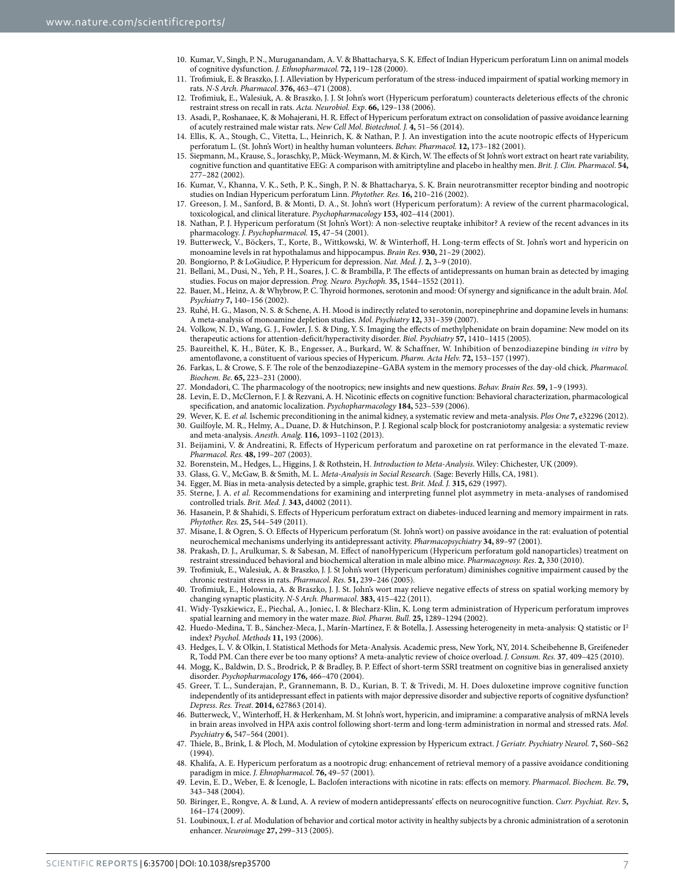10. Kumar, V., Singh, P. N., Muruganandam, A. V. & Bhattacharya, S. K. Effect of Indian Hypericum perforatum Linn on animal models of cognitive dysfunction. *J. Ethnopharmacol.* **72,** 119–128 (2000).
11. Trofimiuk, E. & Braszko, J. J. Alleviation by Hypericum perforatum of the stress-induced impairment of spatial working memory in rats. *N-S Arch. Pharmacol*. **376,** 463–471 (2008).
12. Trofimiuk, E., Walesiuk, A. & Braszko, J. J. St John's wort (Hypericum perforatum) counteracts deleterious effects of the chronic restraint stress on recall in rats. *Acta. Neurobiol. Exp*. **66,** 129–138 (2006).
13. Asadi, P., Roshanaee, K. & Mohajerani, H. R. Effect of Hypericum perforatum extract on consolidation of passive avoidance learning of acutely restrained male wistar rats. *New Cell Mol*. *Biotechnol. J.* **4,** 51–56 (2014).
14. Ellis, K. A., Stough, C., Vitetta, L., Heinrich, K. & Nathan, P. J. An investigation into the acute nootropic effects of Hypericum perforatum L. (St. John's Wort) in healthy human volunteers. *Behav. Pharmacol.* **12,** 173–182 (2001).
15. Siepmann, M., Krause, S., Joraschky, P., Mück-Weymann, M. & Kirch, W. The effects of St John's wort extract on heart rate variability, cognitive function and quantitative EEG: A comparison with amitriptyline and placebo in healthy men. *Brit. J. Clin. Pharmacol*. **54,** 277–282 (2002).
16. Kumar, V., Khanna, V. K., Seth, P. K., Singh, P. N. & Bhattacharya, S. K. Brain neurotransmitter receptor binding and nootropic studies on Indian Hypericum perforatum Linn. *Phytother. Res*. **16,** 210–216 (2002).
17. Greeson, J. M., Sanford, B. & Monti, D. A., St. John's wort (Hypericum perforatum): A review of the current pharmacological, toxicological, and clinical literature. *Psychopharmacology* **153,** 402–414 (2001).
18. Nathan, P. J. Hypericum perforatum (St John's Wort): A non-selective reuptake inhibitor? A review of the recent advances in its pharmacology. *J. Psychopharmacol.* **15,** 47–54 (2001).
19. Butterweck, V., Böckers, T., Korte, B., Wittkowski, W. & Winterhoff, H. Long-term effects of St. John's wort and hypericin on monoamine levels in rat hypothalamus and hippocampus. *Brain Res*. **930,** 21–29 (2002).
20. Bongiorno, P. & LoGiudice, P. Hypericum for depression. *Nat. Med. J*. **2,** 3–9 (2010).
21. Bellani, M., Dusi, N., Yeh, P. H., Soares, J. C. & Brambilla, P. The effects of antidepressants on human brain as detected by imaging studies. Focus on major depression. *Prog. Neuro. Psychoph.* **35,** 1544–1552 (2011).
22. Bauer, M., Heinz, A. & Whybrow, P. C. Thyroid hormones, serotonin and mood: Of synergy and significance in the adult brain. *Mol. Psychiatry* **7,** 140–156 (2002).
23. Ruhé, H. G., Mason, N. S. & Schene, A. H. Mood is indirectly related to serotonin, norepinephrine and dopamine levels in humans: A meta-analysis of monoamine depletion studies. *Mol. Psychiatry* **12,** 331–359 (2007).
24. Volkow, N. D., Wang, G. J., Fowler, J. S. & Ding, Y. S. Imaging the effects of methylphenidate on brain dopamine: New model on its therapeutic actions for attention-deficit/hyperactivity disorder. *Biol. Psychiatry* **57,** 1410–1415 (2005).
25. Baureithel, K. H., Büter, K. B., Engesser, A., Burkard, W. & Schaffner, W. Inhibition of benzodiazepine binding *in vitro* by amentoflavone, a constituent of various species of Hypericum. *Pharm. Acta Helv.* **72,** 153–157 (1997).
26. Farkas, L. & Crowe, S. F. The role of the benzodiazepine–GABA system in the memory processes of the day-old chick. *Pharmacol. Biochem. Be*. **65,** 223–231 (2000).
27. Mondadori, C. The pharmacology of the nootropics; new insights and new questions. *Behav. Brain Res.* **59,** 1–9 (1993).
28. Levin, E. D., McClernon, F. J. & Rezvani, A. H. Nicotinic effects on cognitive function: Behavioral characterization, pharmacological specification, and anatomic localization. *Psychopharmacology* **184,** 523–539 (2006).
29. Wever, K. E. *et al.* Ischemic preconditioning in the animal kidney, a systematic review and meta-analysis. *Plos One* **7,** e32296 (2012).
30. Guilfoyle, M. R., Helmy, A., Duane, D. & Hutchinson, P. J. Regional scalp block for postcraniotomy analgesia: a systematic review and meta-analysis. *Anesth. Analg.* **116,** 1093–1102 (2013).
31. Beijamini, V. & Andreatini, R. Effects of Hypericum perforatum and paroxetine on rat performance in the elevated T-maze. *Pharmacol. Res.* **48,** 199–207 (2003).
32. Borenstein, M., Hedges, L., Higgins, J. & Rothstein, H. *Introduction to Meta-Analysis*. Wiley: Chichester, UK (2009).
33. Glass, G. V., McGaw, B. & Smith, M. L. *Meta-Analysis in Social Research*. (Sage: Beverly Hills, CA, 1981).
34. Egger, M. Bias in meta-analysis detected by a simple, graphic test. *Brit. Med. J.* **315,** 629 (1997).
35. Sterne, J. A. *et al.* Recommendations for examining and interpreting funnel plot asymmetry in meta-analyses of randomised controlled trials. *Brit. Med. J.* **343,** d4002 (2011).
36. Hasanein, P. & Shahidi, S. Effects of Hypericum perforatum extract on diabetes-induced learning and memory impairment in rats. *Phytother. Res.* **25,** 544–549 (2011).
37. Misane, I. & Ogren, S. O. Effects of Hypericum perforatum (St. John's wort) on passive avoidance in the rat: evaluation of potential neurochemical mechanisms underlying its antidepressant activity. *Pharmacopsychiatry* **34,** 89–97 (2001).
38. Prakash, D. J., Arulkumar, S. & Sabesan, M. Effect of nanoHypericum (Hypericum perforatum gold nanoparticles) treatment on restraint stressinduced behavioral and biochemical alteration in male albino mice. *Pharmacognosy. Res*. **2,** 330 (2010).
39. Trofimiuk, E., Walesiuk, A. & Braszko, J. J. St John's wort (Hypericum perforatum) diminishes cognitive impairment caused by the chronic restraint stress in rats. *Pharmacol. Res.* **51,** 239–246 (2005).
40. Trofimiuk, E., Holownia, A. & Braszko, J. J. St. John's wort may relieve negative effects of stress on spatial working memory by changing synaptic plasticity. *N-S Arch. Pharmacol.* **383,** 415–422 (2011).
41. Widy-Tyszkiewicz, E., Piechal, A., Joniec, I. & Blecharz-Klin, K. Long term administration of Hypericum perforatum improves spatial learning and memory in the water maze. *Biol. Pharm. Bull.* **25,** 1289–1294 (2002).
42. Huedo-Medina, T. B., Sánchez-Meca, J., Marín-Martínez, F. & Botella, J. Assessing heterogeneity in meta-analysis: Q statistic or $I^2$ index? *Psychol. Methods* **11,** 193 (2006).
43. Hedges, L. V. & Olkin, I. Statistical Methods for Meta-Analysis. Academic press, New York, NY, 2014. Scheibehenne B, Greifeneder R, Todd PM. Can there ever be too many options? A meta-analytic review of choice overload. *J. Consum. Res.* **37**, 409–425 (2010).
44. Mogg, K., Baldwin, D. S., Brodrick, P. & Bradley, B. P. Effect of short-term SSRI treatment on cognitive bias in generalised anxiety disorder. *Psychopharmacology* **176,** 466–470 (2004).
45. Greer, T. L., Sunderajan, P., Grannemann, B. D., Kurian, B. T. & Trivedi, M. H. Does duloxetine improve cognitive function independently of its antidepressant effect in patients with major depressive disorder and subjective reports of cognitive dysfunction? *Depress. Res. Treat.* **2014,** 627863 (2014).
46. Butterweck, V., Winterhoff, H. & Herkenham, M. St John's wort, hypericin, and imipramine: a comparative analysis of mRNA levels in brain areas involved in HPA axis control following short-term and long-term administration in normal and stressed rats. *Mol. Psychiatry* **6,** 547–564 (2001).
47. Thiele, B., Brink, I. & Ploch, M. Modulation of cytokine expression by Hypericum extract. *J Geriatr. Psychiatry Neurol.* **7,** S60–S62 (1994).
48. Khalifa, A. E. Hypericum perforatum as a nootropic drug: enhancement of retrieval memory of a passive avoidance conditioning paradigm in mice. *J. Ethnopharmacol*. **76,** 49–57 (2001).
49. Levin, E. D., Weber, E. & Icenogle, L. Baclofen interactions with nicotine in rats: effects on memory. *Pharmacol. Biochem. Be*. **79,** 343–348 (2004).
50. Biringer, E., Rongve, A. & Lund, A. A review of modern antidepressants' effects on neurocognitive function. *Curr. Psychiat. Rev*. **5,** 164–174 (2009).
51. Loubinoux, I. *et al.* Modulation of behavior and cortical motor activity in healthy subjects by a chronic administration of a serotonin enhancer. *Neuroimage* **27,** 299–313 (2005).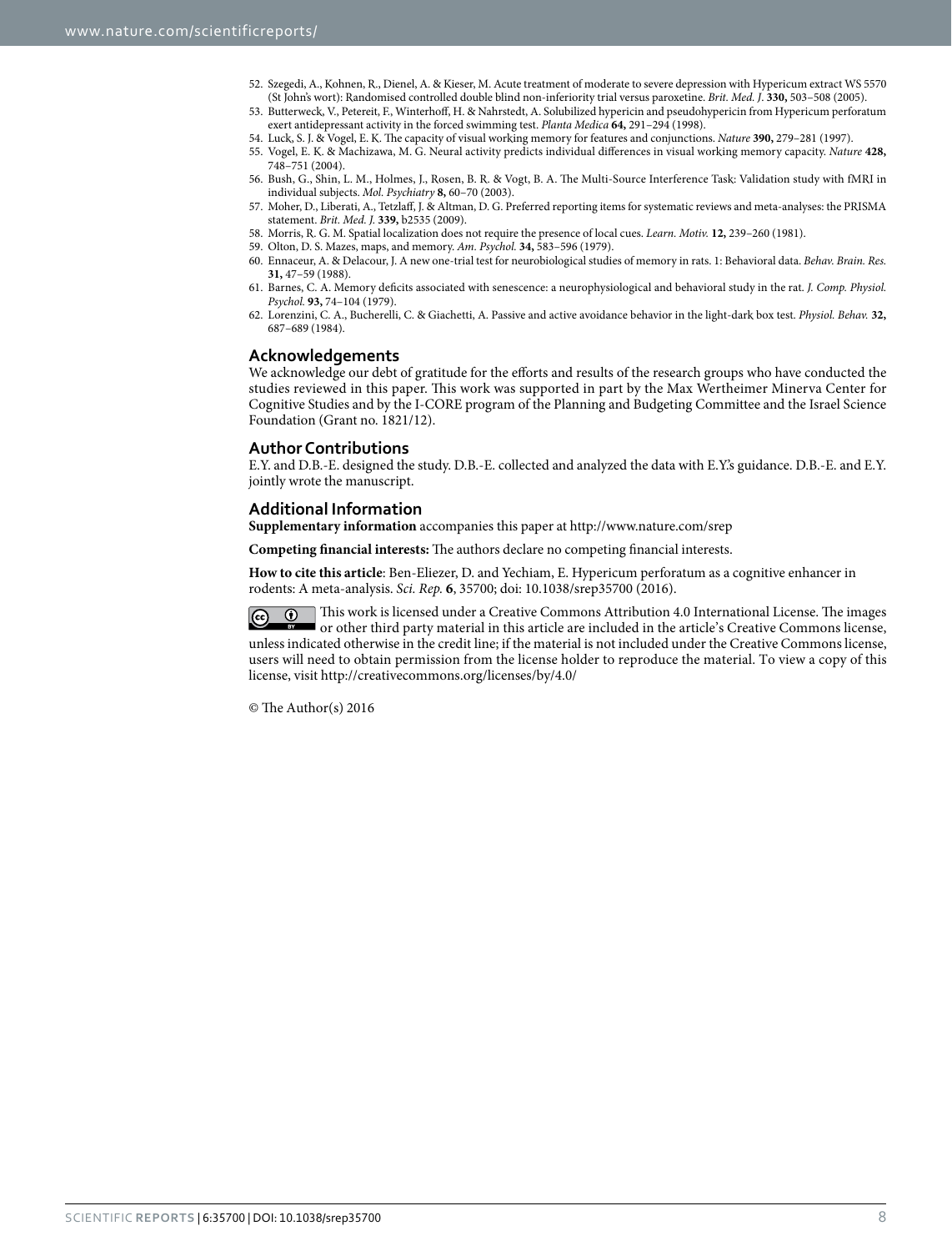52. Szegedi, A., Kohnen, R., Dienel, A. & Kieser, M. Acute treatment of moderate to severe depression with Hypericum extract WS 5570 (St John's wort): Randomised controlled double blind non-inferiority trial versus paroxetine. *Brit. Med. J.* **330,** 503–508 (2005).
53. Butterweck, V., Petereit, F., Winterhoff, H. & Nahrstedt, A. Solubilized hypericin and pseudohypericin from Hypericum perforatum exert antidepressant activity in the forced swimming test. *Planta Medica* **64,** 291–294 (1998).
54. Luck, S. J. & Vogel, E. K. The capacity of visual working memory for features and conjunctions. *Nature* **390,** 279–281 (1997).
55. Vogel, E. K. & Machizawa, M. G. Neural activity predicts individual differences in visual working memory capacity. *Nature* **428,** 748–751 (2004).
56. Bush, G., Shin, L. M., Holmes, J., Rosen, B. R. & Vogt, B. A. The Multi-Source Interference Task: Validation study with fMRI in individual subjects. *Mol. Psychiatry* **8,** 60–70 (2003).
57. Moher, D., Liberati, A., Tetzlaff, J. & Altman, D. G. Preferred reporting items for systematic reviews and meta-analyses: the PRISMA statement. *Brit. Med. J.* **339,** b2535 (2009).
58. Morris, R. G. M. Spatial localization does not require the presence of local cues. *Learn. Motiv.* **12,** 239–260 (1981).
59. Olton, D. S. Mazes, maps, and memory. *Am. Psychol.* **34,** 583–596 (1979).
60. Ennaceur, A. & Delacour, J. A new one-trial test for neurobiological studies of memory in rats. 1: Behavioral data. *Behav. Brain. Res.* **31,** 47–59 (1988).
61. Barnes, C. A. Memory deficits associated with senescence: a neurophysiological and behavioral study in the rat. *J. Comp. Physiol. Psychol.* **93,** 74–104 (1979).
62. Lorenzini, C. A., Bucherelli, C. & Giachetti, A. Passive and active avoidance behavior in the light-dark box test. *Physiol. Behav.* **32,** 687–689 (1984).

## Acknowledgements

We acknowledge our debt of gratitude for the efforts and results of the research groups who have conducted the studies reviewed in this paper. This work was supported in part by the Max Wertheimer Minerva Center for Cognitive Studies and by the I-CORE program of the Planning and Budgeting Committee and the Israel Science Foundation (Grant no. 1821/12).

## Author Contributions

E.Y. and D.B.-E. designed the study. D.B.-E. collected and analyzed the data with E.Y.'s guidance. D.B.-E. and E.Y. jointly wrote the manuscript.

## Additional Information

**Supplementary information** accompanies this paper at http://www.nature.com/srep

**Competing financial interests:** The authors declare no competing financial interests.

**How to cite this article**: Ben-Eliezer, D. and Yechiam, E. Hypericum perforatum as a cognitive enhancer in rodents: A meta-analysis. *Sci. Rep.* **6**, 35700; doi: 10.1038/srep35700 (2016).

This work is licensed under a Creative Commons Attribution 4.0 International License. The images or other third party material in this article are included in the article's Creative Commons license, unless indicated otherwise in the credit line; if the material is not included under the Creative Commons license, users will need to obtain permission from the license holder to reproduce the material. To view a copy of this license, visit http://creativecommons.org/licenses/by/4.0/

© The Author(s) 2016